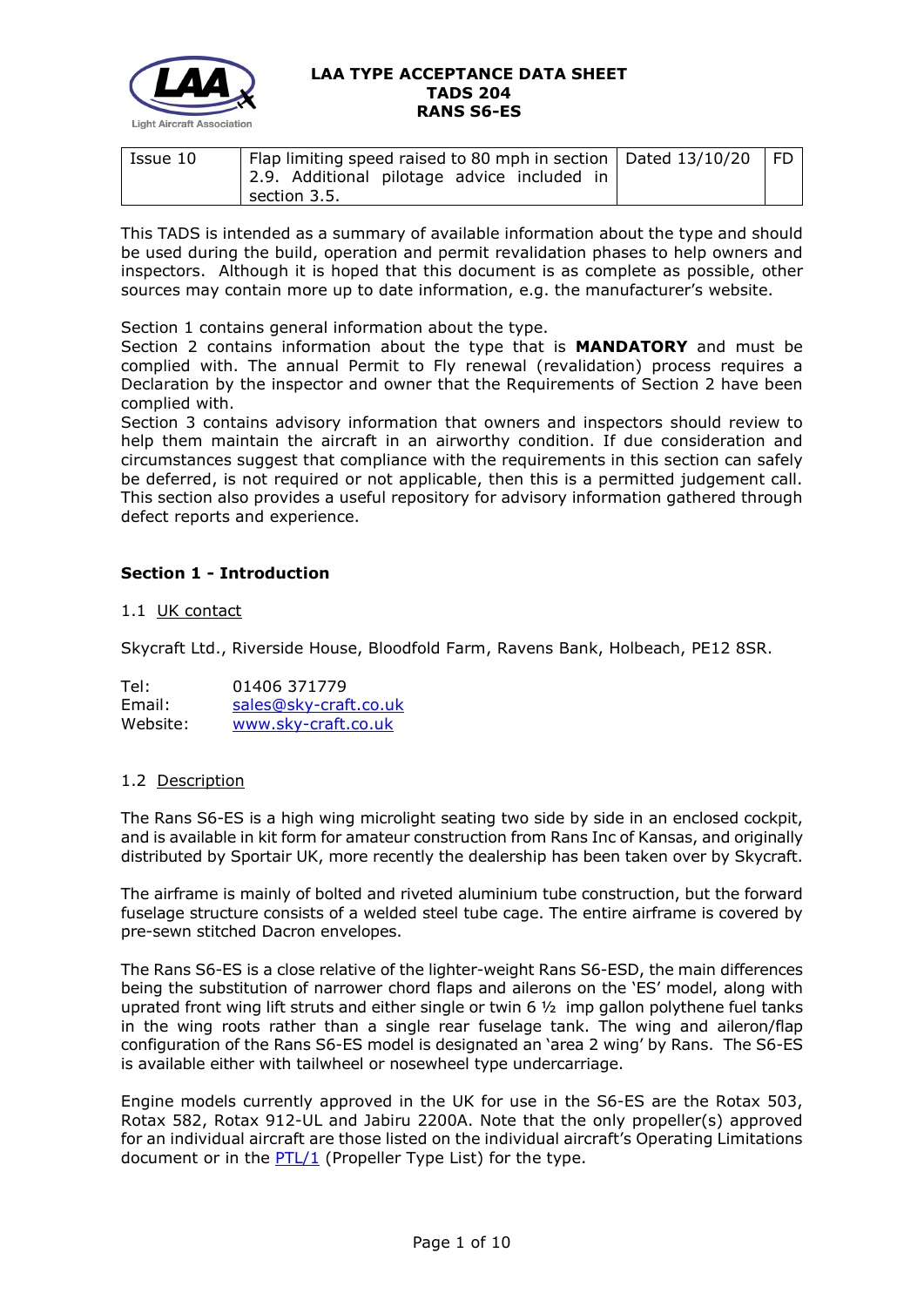# LAA TYPE ACCEPTANCE DATA SHEET
# TADS 204
# RANS S6-ES

| Issue 10 | Flap limiting speed raised to 80 mph in section 2.9. Additional pilotage advice included in section 3.5. | Dated 13/10/20 | FD |
|---|---|---|---|

This TADS is intended as a summary of available information about the type and should be used during the build, operation and permit revalidation phases to help owners and inspectors. Although it is hoped that this document is as complete as possible, other sources may contain more up to date information, e.g. the manufacturer's website.

Section 1 contains general information about the type.
Section 2 contains information about the type that is **MANDATORY** and must be complied with. The annual Permit to Fly renewal (revalidation) process requires a Declaration by the inspector and owner that the Requirements of Section 2 have been complied with.
Section 3 contains advisory information that owners and inspectors should review to help them maintain the aircraft in an airworthy condition. If due consideration and circumstances suggest that compliance with the requirements in this section can safely be deferred, is not required or not applicable, then this is a permitted judgement call. This section also provides a useful repository for advisory information gathered through defect reports and experience.

## Section 1 - Introduction

### 1.1 UK contact

Skycraft Ltd., Riverside House, Bloodfold Farm, Ravens Bank, Holbeach, PE12 8SR.

Tel: 01406 371779
Email: sales@sky-craft.co.uk
Website: www.sky-craft.co.uk

### 1.2 Description

The Rans S6-ES is a high wing microlight seating two side by side in an enclosed cockpit, and is available in kit form for amateur construction from Rans Inc of Kansas, and originally distributed by Sportair UK, more recently the dealership has been taken over by Skycraft.

The airframe is mainly of bolted and riveted aluminium tube construction, but the forward fuselage structure consists of a welded steel tube cage. The entire airframe is covered by pre-sewn stitched Dacron envelopes.

The Rans S6-ES is a close relative of the lighter-weight Rans S6-ESD, the main differences being the substitution of narrower chord flaps and ailerons on the 'ES' model, along with uprated front wing lift struts and either single or twin 6 ½ imp gallon polythene fuel tanks in the wing roots rather than a single rear fuselage tank. The wing and aileron/flap configuration of the Rans S6-ES model is designated an 'area 2 wing' by Rans. The S6-ES is available either with tailwheel or nosewheel type undercarriage.

Engine models currently approved in the UK for use in the S6-ES are the Rotax 503, Rotax 582, Rotax 912-UL and Jabiru 2200A. Note that the only propeller(s) approved for an individual aircraft are those listed on the individual aircraft's Operating Limitations document or in the PTL/1 (Propeller Type List) for the type.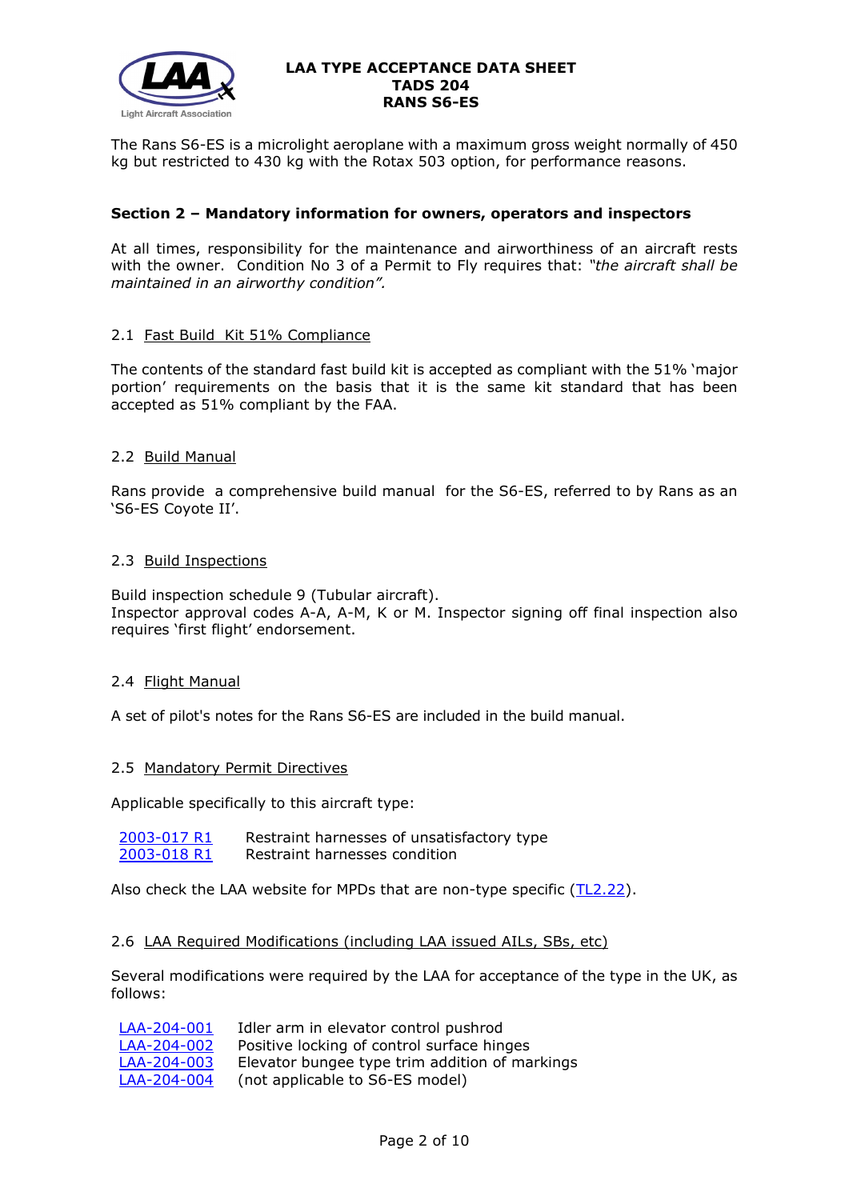The Rans S6-ES is a microlight aeroplane with a maximum gross weight normally of 450 kg but restricted to 430 kg with the Rotax 503 option, for performance reasons.

## Section 2 – Mandatory information for owners, operators and inspectors

At all times, responsibility for the maintenance and airworthiness of an aircraft rests with the owner. Condition No 3 of a Permit to Fly requires that: *"the aircraft shall be maintained in an airworthy condition".*

### 2.1 Fast Build Kit 51% Compliance

The contents of the standard fast build kit is accepted as compliant with the 51% 'major portion' requirements on the basis that it is the same kit standard that has been accepted as 51% compliant by the FAA.

### 2.2 Build Manual

Rans provide a comprehensive build manual for the S6-ES, referred to by Rans as an 'S6-ES Coyote II'.

### 2.3 Build Inspections

Build inspection schedule 9 (Tubular aircraft).
Inspector approval codes A-A, A-M, K or M. Inspector signing off final inspection also requires 'first flight' endorsement.

### 2.4 Flight Manual

A set of pilot's notes for the Rans S6-ES are included in the build manual.

### 2.5 Mandatory Permit Directives

Applicable specifically to this aircraft type:

| | |
|---|---|
| 2003-017 R1 | Restraint harnesses of unsatisfactory type |
| 2003-018 R1 | Restraint harnesses condition |

Also check the LAA website for MPDs that are non-type specific (TL2.22).

### 2.6 LAA Required Modifications (including LAA issued AILs, SBs, etc)

Several modifications were required by the LAA for acceptance of the type in the UK, as follows:

| | |
|---|---|
| LAA-204-001 | Idler arm in elevator control pushrod |
| LAA-204-002 | Positive locking of control surface hinges |
| LAA-204-003 | Elevator bungee type trim addition of markings |
| LAA-204-004 | (not applicable to S6-ES model) |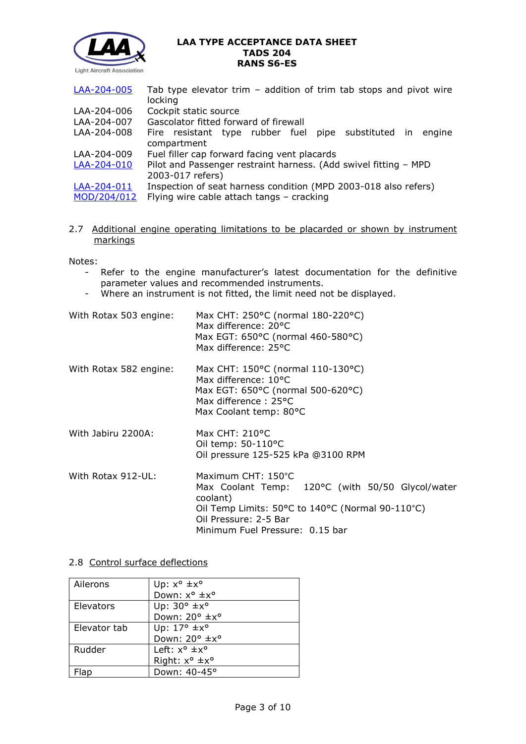| | |
|---|---|
| LAA-204-005 | Tab type elevator trim – addition of trim tab stops and pivot wire locking |
| LAA-204-006 | Cockpit static source |
| LAA-204-007 | Gascolator fitted forward of firewall |
| LAA-204-008 | Fire resistant type rubber fuel pipe substituted in engine compartment |
| LAA-204-009 | Fuel filler cap forward facing vent placards |
| LAA-204-010 | Pilot and Passenger restraint harness. (Add swivel fitting – MPD 2003-017 refers) |
| LAA-204-011 | Inspection of seat harness condition (MPD 2003-018 also refers) |
| MOD/204/012 | Flying wire cable attach tangs – cracking |

### 2.7 Additional engine operating limitations to be placarded or shown by instrument markings

Notes:

- Refer to the engine manufacturer's latest documentation for the definitive parameter values and recommended instruments.
- Where an instrument is not fitted, the limit need not be displayed.

With Rotax 503 engine:
Max CHT: 250°C (normal 180-220°C)
Max difference: 20°C
Max EGT: 650°C (normal 460-580°C)
Max difference: 25°C

With Rotax 582 engine:
Max CHT: 150°C (normal 110-130°C)
Max difference: 10°C
Max EGT: 650°C (normal 500-620°C)
Max difference : 25°C
Max Coolant temp: 80°C

With Jabiru 2200A:
Max CHT: 210°C
Oil temp: 50-110°C
Oil pressure 125-525 kPa @3100 RPM

With Rotax 912-UL:
Maximum CHT: 150°C
Max Coolant Temp: 120°C (with 50/50 Glycol/water coolant)
Oil Temp Limits: 50°C to 140°C (Normal 90-110°C)
Oil Pressure: 2-5 Bar
Minimum Fuel Pressure: 0.15 bar

### 2.8 Control surface deflections

| | |
|---|---|
| Ailerons | Up: x° ±x°<br>Down: x° ±x° |
| Elevators | Up: 30° ±x°<br>Down: 20° ±x° |
| Elevator tab | Up: 17° ±x°<br>Down: 20° ±x° |
| Rudder | Left: x° ±x°<br>Right: x° ±x° |
| Flap | Down: 40-45° |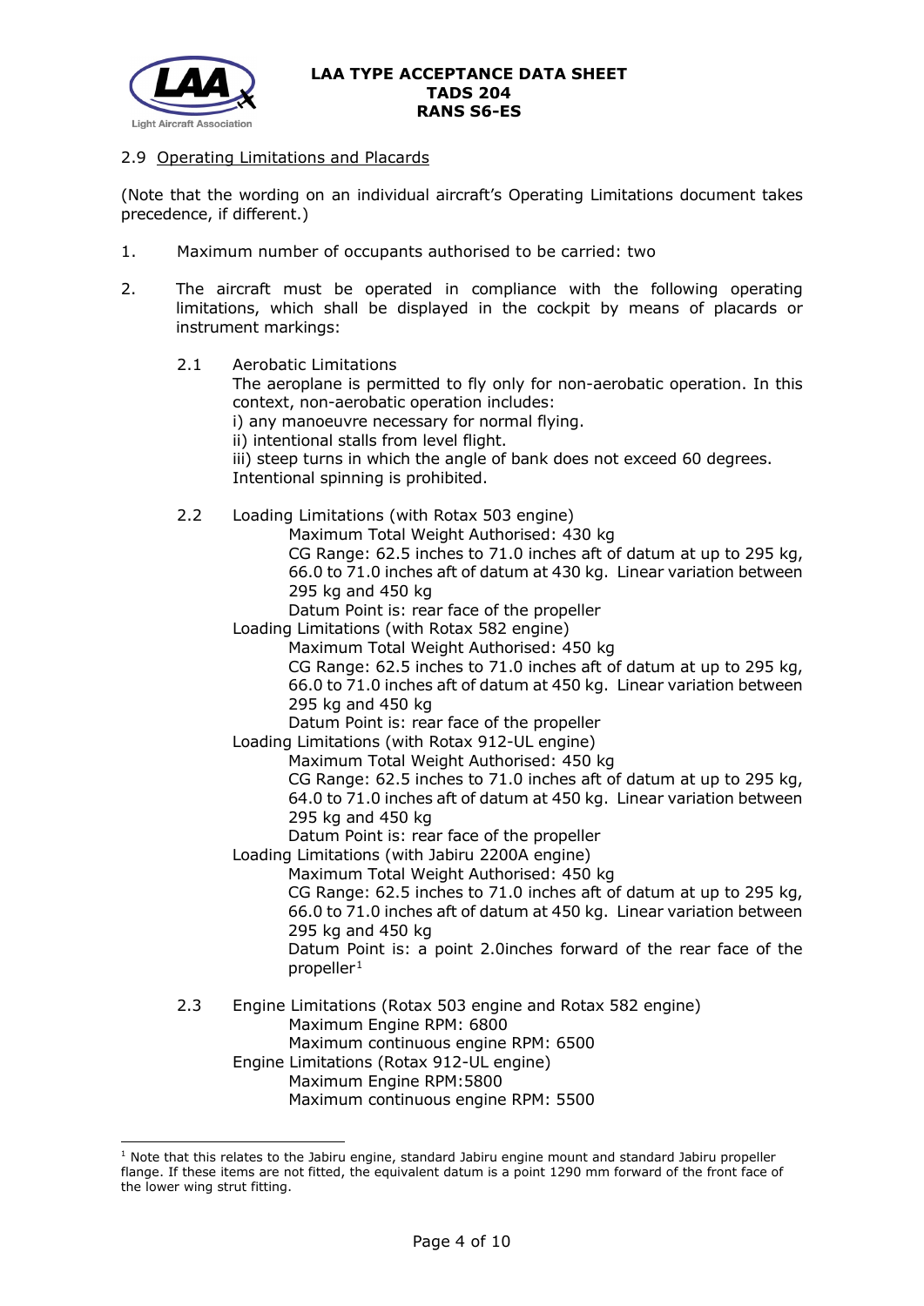## 2.9 Operating Limitations and Placards

(Note that the wording on an individual aircraft's Operating Limitations document takes precedence, if different.)

1. Maximum number of occupants authorised to be carried: two

2. The aircraft must be operated in compliance with the following operating limitations, which shall be displayed in the cockpit by means of placards or instrument markings:

   2.1 Aerobatic Limitations
   The aeroplane is permitted to fly only for non-aerobatic operation. In this context, non-aerobatic operation includes:
   i) any manoeuvre necessary for normal flying.
   ii) intentional stalls from level flight.
   iii) steep turns in which the angle of bank does not exceed 60 degrees.
   Intentional spinning is prohibited.

   2.2 Loading Limitations (with Rotax 503 engine)
   Maximum Total Weight Authorised: 430 kg
   CG Range: 62.5 inches to 71.0 inches aft of datum at up to 295 kg, 66.0 to 71.0 inches aft of datum at 430 kg. Linear variation between 295 kg and 450 kg
   Datum Point is: rear face of the propeller

   Loading Limitations (with Rotax 582 engine)
   Maximum Total Weight Authorised: 450 kg
   CG Range: 62.5 inches to 71.0 inches aft of datum at up to 295 kg, 66.0 to 71.0 inches aft of datum at 450 kg. Linear variation between 295 kg and 450 kg
   Datum Point is: rear face of the propeller

   Loading Limitations (with Rotax 912-UL engine)
   Maximum Total Weight Authorised: 450 kg
   CG Range: 62.5 inches to 71.0 inches aft of datum at up to 295 kg, 64.0 to 71.0 inches aft of datum at 450 kg. Linear variation between 295 kg and 450 kg
   Datum Point is: rear face of the propeller

   Loading Limitations (with Jabiru 2200A engine)
   Maximum Total Weight Authorised: 450 kg
   CG Range: 62.5 inches to 71.0 inches aft of datum at up to 295 kg, 66.0 to 71.0 inches aft of datum at 450 kg. Linear variation between 295 kg and 450 kg
   Datum Point is: a point 2.0inches forward of the rear face of the propeller[1]

   2.3 Engine Limitations (Rotax 503 engine and Rotax 582 engine)
   Maximum Engine RPM: 6800
   Maximum continuous engine RPM: 6500

   Engine Limitations (Rotax 912-UL engine)
   Maximum Engine RPM:5800
   Maximum continuous engine RPM: 5500

[1] Note that this relates to the Jabiru engine, standard Jabiru engine mount and standard Jabiru propeller flange. If these items are not fitted, the equivalent datum is a point 1290 mm forward of the front face of the lower wing strut fitting.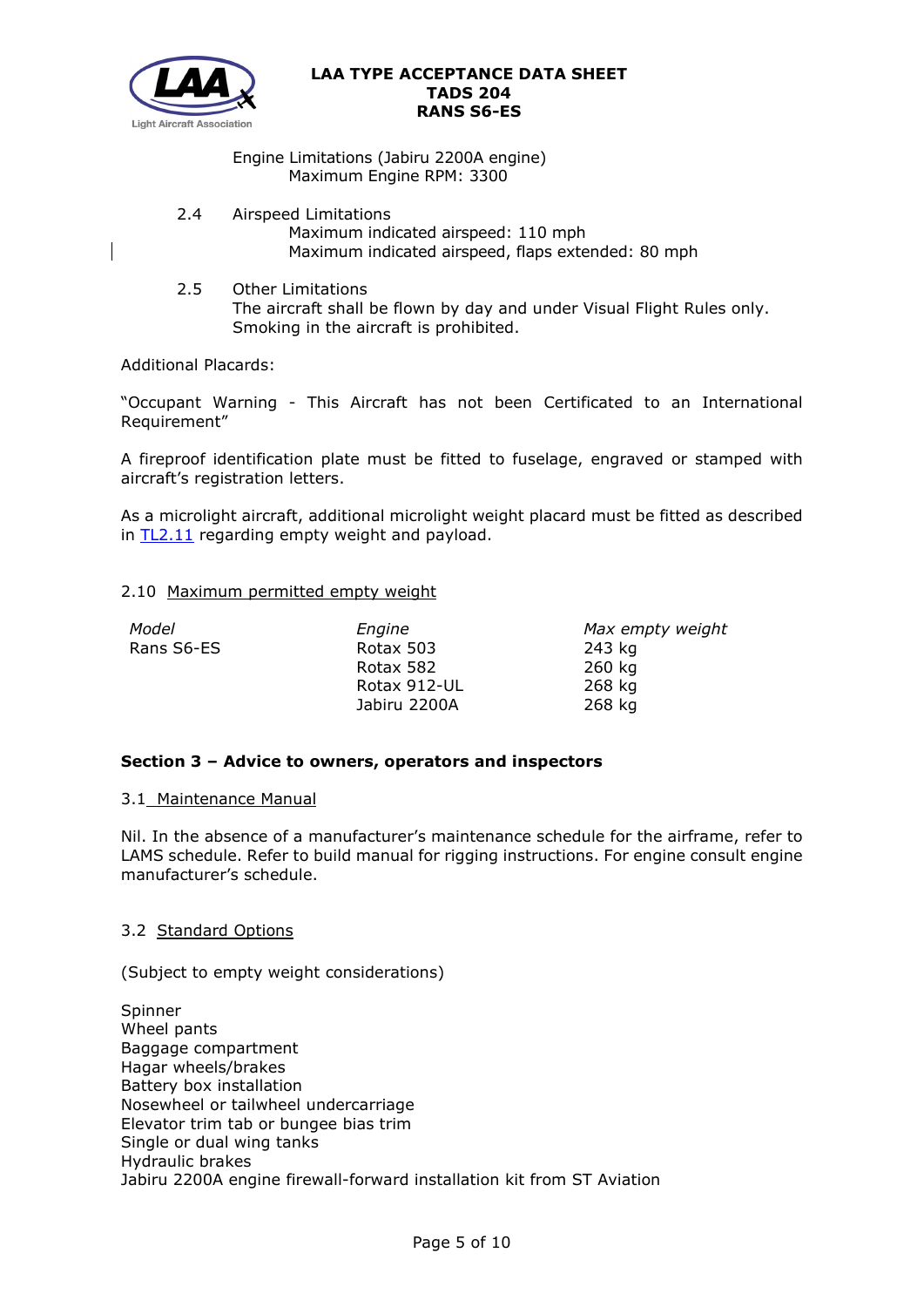Engine Limitations (Jabiru 2200A engine)
Maximum Engine RPM: 3300

2.4 Airspeed Limitations
Maximum indicated airspeed: 110 mph
Maximum indicated airspeed, flaps extended: 80 mph

2.5 Other Limitations
The aircraft shall be flown by day and under Visual Flight Rules only.
Smoking in the aircraft is prohibited.

Additional Placards:

"Occupant Warning - This Aircraft has not been Certificated to an International Requirement"

A fireproof identification plate must be fitted to fuselage, engraved or stamped with aircraft's registration letters.

As a microlight aircraft, additional microlight weight placard must be fitted as described in TL2.11 regarding empty weight and payload.

2.10 Maximum permitted empty weight

| *Model* | *Engine* | *Max empty weight* |
|---|---|---|
| Rans S6-ES | Rotax 503 | 243 kg |
| | Rotax 582 | 260 kg |
| | Rotax 912-UL | 268 kg |
| | Jabiru 2200A | 268 kg |

**Section 3 – Advice to owners, operators and inspectors**

3.1 Maintenance Manual

Nil. In the absence of a manufacturer's maintenance schedule for the airframe, refer to LAMS schedule. Refer to build manual for rigging instructions. For engine consult engine manufacturer's schedule.

3.2 Standard Options

(Subject to empty weight considerations)

Spinner
Wheel pants
Baggage compartment
Hagar wheels/brakes
Battery box installation
Nosewheel or tailwheel undercarriage
Elevator trim tab or bungee bias trim
Single or dual wing tanks
Hydraulic brakes
Jabiru 2200A engine firewall-forward installation kit from ST Aviation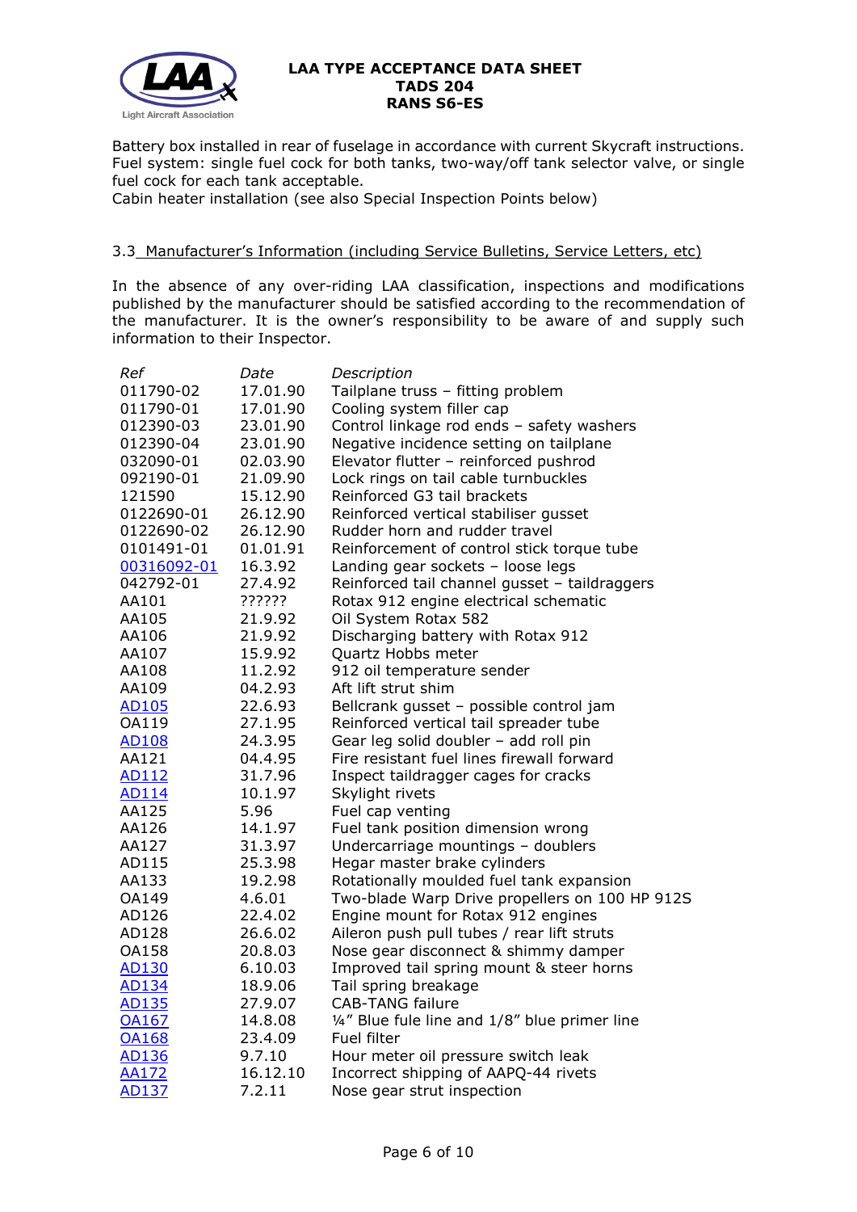Battery box installed in rear of fuselage in accordance with current Skycraft instructions.
Fuel system: single fuel cock for both tanks, two-way/off tank selector valve, or single fuel cock for each tank acceptable.
Cabin heater installation (see also Special Inspection Points below)

### 3.3 Manufacturer's Information (including Service Bulletins, Service Letters, etc)

In the absence of any over-riding LAA classification, inspections and modifications published by the manufacturer should be satisfied according to the recommendation of the manufacturer. It is the owner's responsibility to be aware of and supply such information to their Inspector.

| *Ref* | *Date* | *Description* |
|---|---|---|
| 011790-02 | 17.01.90 | Tailplane truss – fitting problem |
| 011790-01 | 17.01.90 | Cooling system filler cap |
| 012390-03 | 23.01.90 | Control linkage rod ends – safety washers |
| 012390-04 | 23.01.90 | Negative incidence setting on tailplane |
| 032090-01 | 02.03.90 | Elevator flutter – reinforced pushrod |
| 092190-01 | 21.09.90 | Lock rings on tail cable turnbuckles |
| 121590 | 15.12.90 | Reinforced G3 tail brackets |
| 0122690-01 | 26.12.90 | Reinforced vertical stabiliser gusset |
| 0122690-02 | 26.12.90 | Rudder horn and rudder travel |
| 0101491-01 | 01.01.91 | Reinforcement of control stick torque tube |
| 00316092-01 | 16.3.92 | Landing gear sockets – loose legs |
| 042792-01 | 27.4.92 | Reinforced tail channel gusset – taildraggers |
| AA101 | ?????? | Rotax 912 engine electrical schematic |
| AA105 | 21.9.92 | Oil System Rotax 582 |
| AA106 | 21.9.92 | Discharging battery with Rotax 912 |
| AA107 | 15.9.92 | Quartz Hobbs meter |
| AA108 | 11.2.92 | 912 oil temperature sender |
| AA109 | 04.2.93 | Aft lift strut shim |
| AD105 | 22.6.93 | Bellcrank gusset – possible control jam |
| OA119 | 27.1.95 | Reinforced vertical tail spreader tube |
| AD108 | 24.3.95 | Gear leg solid doubler – add roll pin |
| AA121 | 04.4.95 | Fire resistant fuel lines firewall forward |
| AD112 | 31.7.96 | Inspect taildragger cages for cracks |
| AD114 | 10.1.97 | Skylight rivets |
| AA125 | 5.96 | Fuel cap venting |
| AA126 | 14.1.97 | Fuel tank position dimension wrong |
| AA127 | 31.3.97 | Undercarriage mountings – doublers |
| AD115 | 25.3.98 | Hegar master brake cylinders |
| AA133 | 19.2.98 | Rotationally moulded fuel tank expansion |
| OA149 | 4.6.01 | Two-blade Warp Drive propellers on 100 HP 912S |
| AD126 | 22.4.02 | Engine mount for Rotax 912 engines |
| AD128 | 26.6.02 | Aileron push pull tubes / rear lift struts |
| OA158 | 20.8.03 | Nose gear disconnect & shimmy damper |
| AD130 | 6.10.03 | Improved tail spring mount & steer horns |
| AD134 | 18.9.06 | Tail spring breakage |
| AD135 | 27.9.07 | CAB-TANG failure |
| OA167 | 14.8.08 | ¼" Blue fule line and 1/8" blue primer line |
| OA168 | 23.4.09 | Fuel filter |
| AD136 | 9.7.10 | Hour meter oil pressure switch leak |
| AA172 | 16.12.10 | Incorrect shipping of AAPQ-44 rivets |
| AD137 | 7.2.11 | Nose gear strut inspection |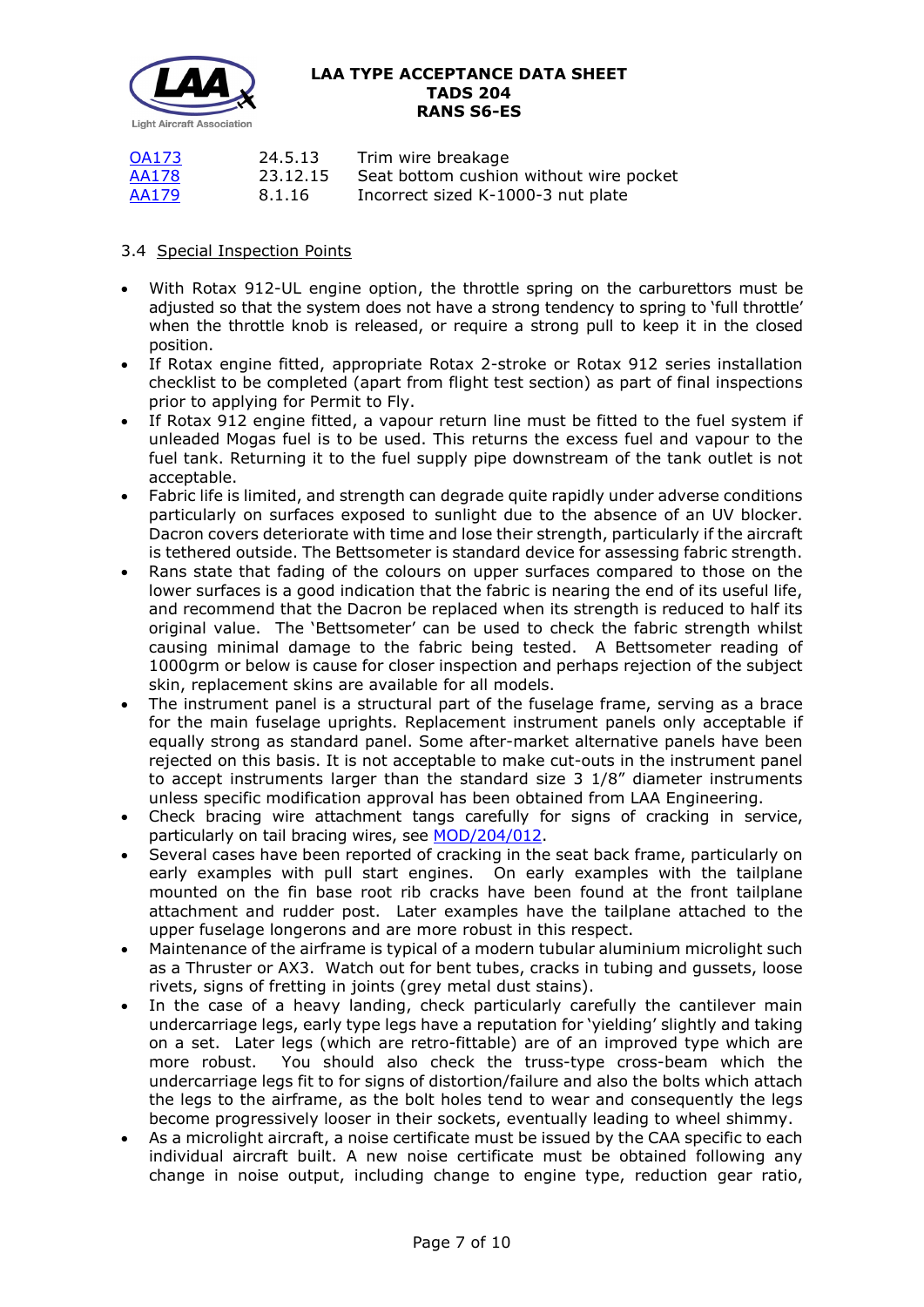| | | |
|---|---|---|
| OA173 | 24.5.13 | Trim wire breakage |
| AA178 | 23.12.15 | Seat bottom cushion without wire pocket |
| AA179 | 8.1.16 | Incorrect sized K-1000-3 nut plate |

### 3.4 Special Inspection Points

- With Rotax 912-UL engine option, the throttle spring on the carburettors must be adjusted so that the system does not have a strong tendency to spring to 'full throttle' when the throttle knob is released, or require a strong pull to keep it in the closed position.
- If Rotax engine fitted, appropriate Rotax 2-stroke or Rotax 912 series installation checklist to be completed (apart from flight test section) as part of final inspections prior to applying for Permit to Fly.
- If Rotax 912 engine fitted, a vapour return line must be fitted to the fuel system if unleaded Mogas fuel is to be used. This returns the excess fuel and vapour to the fuel tank. Returning it to the fuel supply pipe downstream of the tank outlet is not acceptable.
- Fabric life is limited, and strength can degrade quite rapidly under adverse conditions particularly on surfaces exposed to sunlight due to the absence of an UV blocker. Dacron covers deteriorate with time and lose their strength, particularly if the aircraft is tethered outside. The Bettsometer is standard device for assessing fabric strength.
- Rans state that fading of the colours on upper surfaces compared to those on the lower surfaces is a good indication that the fabric is nearing the end of its useful life, and recommend that the Dacron be replaced when its strength is reduced to half its original value. The 'Bettsometer' can be used to check the fabric strength whilst causing minimal damage to the fabric being tested. A Bettsometer reading of 1000grm or below is cause for closer inspection and perhaps rejection of the subject skin, replacement skins are available for all models.
- The instrument panel is a structural part of the fuselage frame, serving as a brace for the main fuselage uprights. Replacement instrument panels only acceptable if equally strong as standard panel. Some after-market alternative panels have been rejected on this basis. It is not acceptable to make cut-outs in the instrument panel to accept instruments larger than the standard size 3 1/8" diameter instruments unless specific modification approval has been obtained from LAA Engineering.
- Check bracing wire attachment tangs carefully for signs of cracking in service, particularly on tail bracing wires, see MOD/204/012.
- Several cases have been reported of cracking in the seat back frame, particularly on early examples with pull start engines. On early examples with the tailplane mounted on the fin base root rib cracks have been found at the front tailplane attachment and rudder post. Later examples have the tailplane attached to the upper fuselage longerons and are more robust in this respect.
- Maintenance of the airframe is typical of a modern tubular aluminium microlight such as a Thruster or AX3. Watch out for bent tubes, cracks in tubing and gussets, loose rivets, signs of fretting in joints (grey metal dust stains).
- In the case of a heavy landing, check particularly carefully the cantilever main undercarriage legs, early type legs have a reputation for 'yielding' slightly and taking on a set. Later legs (which are retro-fittable) are of an improved type which are more robust. You should also check the truss-type cross-beam which the undercarriage legs fit to for signs of distortion/failure and also the bolts which attach the legs to the airframe, as the bolt holes tend to wear and consequently the legs become progressively looser in their sockets, eventually leading to wheel shimmy.
- As a microlight aircraft, a noise certificate must be issued by the CAA specific to each individual aircraft built. A new noise certificate must be obtained following any change in noise output, including change to engine type, reduction gear ratio,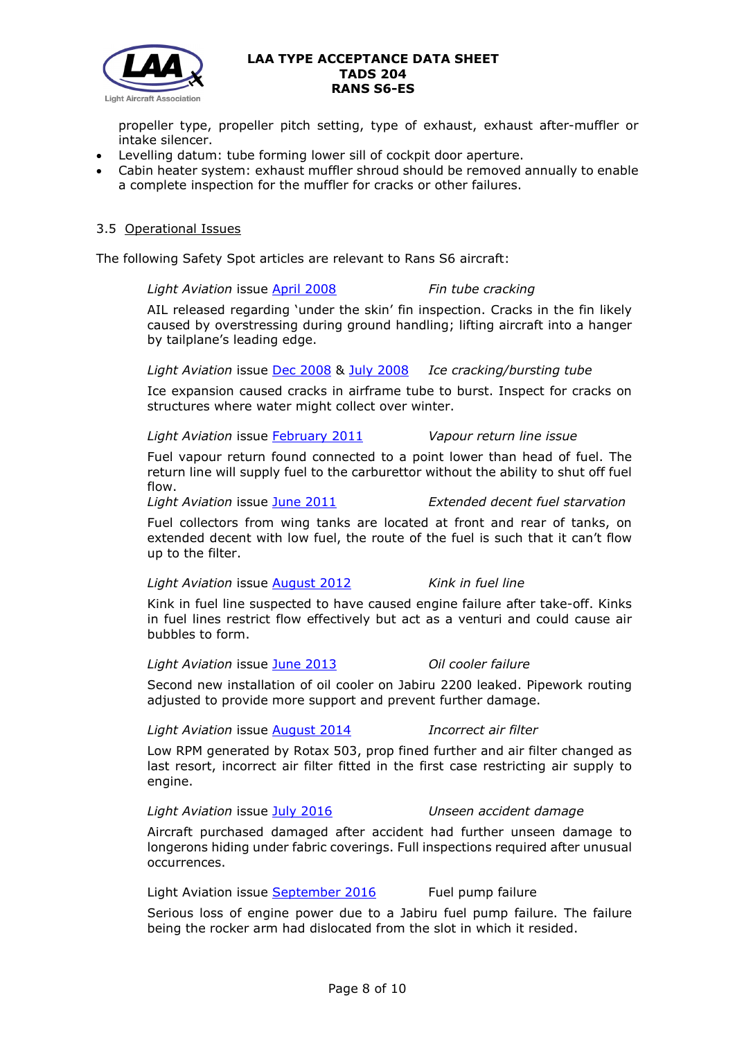propeller type, propeller pitch setting, type of exhaust, exhaust after-muffler or intake silencer.

- Levelling datum: tube forming lower sill of cockpit door aperture.
- Cabin heater system: exhaust muffler shroud should be removed annually to enable a complete inspection for the muffler for cracks or other failures.

### 3.5 Operational Issues

The following Safety Spot articles are relevant to Rans S6 aircraft:

*Light Aviation* issue April 2008 — *Fin tube cracking*

AIL released regarding 'under the skin' fin inspection. Cracks in the fin likely caused by overstressing during ground handling; lifting aircraft into a hanger by tailplane's leading edge.

*Light Aviation* issue Dec 2008 & July 2008 — *Ice cracking/bursting tube*

Ice expansion caused cracks in airframe tube to burst. Inspect for cracks on structures where water might collect over winter.

*Light Aviation* issue February 2011 — *Vapour return line issue*

Fuel vapour return found connected to a point lower than head of fuel. The return line will supply fuel to the carburettor without the ability to shut off fuel flow.

*Light Aviation* issue June 2011 — *Extended decent fuel starvation*

Fuel collectors from wing tanks are located at front and rear of tanks, on extended decent with low fuel, the route of the fuel is such that it can't flow up to the filter.

*Light Aviation* issue August 2012 — *Kink in fuel line*

Kink in fuel line suspected to have caused engine failure after take-off. Kinks in fuel lines restrict flow effectively but act as a venturi and could cause air bubbles to form.

*Light Aviation* issue June 2013 — *Oil cooler failure*

Second new installation of oil cooler on Jabiru 2200 leaked. Pipework routing adjusted to provide more support and prevent further damage.

*Light Aviation* issue August 2014 — *Incorrect air filter*

Low RPM generated by Rotax 503, prop fined further and air filter changed as last resort, incorrect air filter fitted in the first case restricting air supply to engine.

*Light Aviation* issue July 2016 — *Unseen accident damage*

Aircraft purchased damaged after accident had further unseen damage to longerons hiding under fabric coverings. Full inspections required after unusual occurrences.

Light Aviation issue September 2016 — Fuel pump failure

Serious loss of engine power due to a Jabiru fuel pump failure. The failure being the rocker arm had dislocated from the slot in which it resided.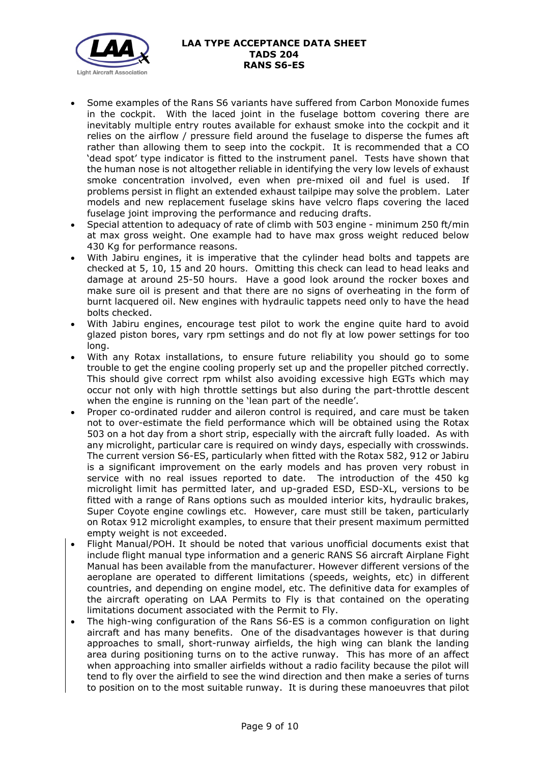- Some examples of the Rans S6 variants have suffered from Carbon Monoxide fumes in the cockpit. With the laced joint in the fuselage bottom covering there are inevitably multiple entry routes available for exhaust smoke into the cockpit and it relies on the airflow / pressure field around the fuselage to disperse the fumes aft rather than allowing them to seep into the cockpit. It is recommended that a CO 'dead spot' type indicator is fitted to the instrument panel. Tests have shown that the human nose is not altogether reliable in identifying the very low levels of exhaust smoke concentration involved, even when pre-mixed oil and fuel is used. If problems persist in flight an extended exhaust tailpipe may solve the problem. Later models and new replacement fuselage skins have velcro flaps covering the laced fuselage joint improving the performance and reducing drafts.
- Special attention to adequacy of rate of climb with 503 engine - minimum 250 ft/min at max gross weight. One example had to have max gross weight reduced below 430 Kg for performance reasons.
- With Jabiru engines, it is imperative that the cylinder head bolts and tappets are checked at 5, 10, 15 and 20 hours. Omitting this check can lead to head leaks and damage at around 25-50 hours. Have a good look around the rocker boxes and make sure oil is present and that there are no signs of overheating in the form of burnt lacquered oil. New engines with hydraulic tappets need only to have the head bolts checked.
- With Jabiru engines, encourage test pilot to work the engine quite hard to avoid glazed piston bores, vary rpm settings and do not fly at low power settings for too long.
- With any Rotax installations, to ensure future reliability you should go to some trouble to get the engine cooling properly set up and the propeller pitched correctly. This should give correct rpm whilst also avoiding excessive high EGTs which may occur not only with high throttle settings but also during the part-throttle descent when the engine is running on the 'lean part of the needle'.
- Proper co-ordinated rudder and aileron control is required, and care must be taken not to over-estimate the field performance which will be obtained using the Rotax 503 on a hot day from a short strip, especially with the aircraft fully loaded. As with any microlight, particular care is required on windy days, especially with crosswinds. The current version S6-ES, particularly when fitted with the Rotax 582, 912 or Jabiru is a significant improvement on the early models and has proven very robust in service with no real issues reported to date. The introduction of the 450 kg microlight limit has permitted later, and up-graded ESD, ESD-XL, versions to be fitted with a range of Rans options such as moulded interior kits, hydraulic brakes, Super Coyote engine cowlings etc. However, care must still be taken, particularly on Rotax 912 microlight examples, to ensure that their present maximum permitted empty weight is not exceeded.
- Flight Manual/POH. It should be noted that various unofficial documents exist that include flight manual type information and a generic RANS S6 aircraft Airplane Fight Manual has been available from the manufacturer. However different versions of the aeroplane are operated to different limitations (speeds, weights, etc) in different countries, and depending on engine model, etc. The definitive data for examples of the aircraft operating on LAA Permits to Fly is that contained on the operating limitations document associated with the Permit to Fly.
- The high-wing configuration of the Rans S6-ES is a common configuration on light aircraft and has many benefits. One of the disadvantages however is that during approaches to small, short-runway airfields, the high wing can blank the landing area during positioning turns on to the active runway. This has more of an affect when approaching into smaller airfields without a radio facility because the pilot will tend to fly over the airfield to see the wind direction and then make a series of turns to position on to the most suitable runway. It is during these manoeuvres that pilot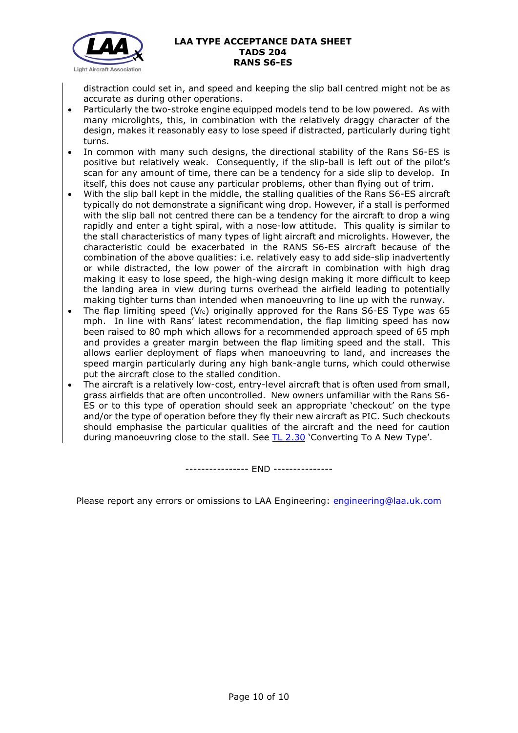distraction could set in, and speed and keeping the slip ball centred might not be as accurate as during other operations.

- Particularly the two-stroke engine equipped models tend to be low powered. As with many microlights, this, in combination with the relatively draggy character of the design, makes it reasonably easy to lose speed if distracted, particularly during tight turns.
- In common with many such designs, the directional stability of the Rans S6-ES is positive but relatively weak. Consequently, if the slip-ball is left out of the pilot's scan for any amount of time, there can be a tendency for a side slip to develop. In itself, this does not cause any particular problems, other than flying out of trim.
- With the slip ball kept in the middle, the stalling qualities of the Rans S6-ES aircraft typically do not demonstrate a significant wing drop. However, if a stall is performed with the slip ball not centred there can be a tendency for the aircraft to drop a wing rapidly and enter a tight spiral, with a nose-low attitude. This quality is similar to the stall characteristics of many types of light aircraft and microlights. However, the characteristic could be exacerbated in the RANS S6-ES aircraft because of the combination of the above qualities: i.e. relatively easy to add side-slip inadvertently or while distracted, the low power of the aircraft in combination with high drag making it easy to lose speed, the high-wing design making it more difficult to keep the landing area in view during turns overhead the airfield leading to potentially making tighter turns than intended when manoeuvring to line up with the runway.
- The flap limiting speed ($V_{fe}$) originally approved for the Rans S6-ES Type was 65 mph. In line with Rans' latest recommendation, the flap limiting speed has now been raised to 80 mph which allows for a recommended approach speed of 65 mph and provides a greater margin between the flap limiting speed and the stall. This allows earlier deployment of flaps when manoeuvring to land, and increases the speed margin particularly during any high bank-angle turns, which could otherwise put the aircraft close to the stalled condition.
- The aircraft is a relatively low-cost, entry-level aircraft that is often used from small, grass airfields that are often uncontrolled. New owners unfamiliar with the Rans S6-ES or to this type of operation should seek an appropriate 'checkout' on the type and/or the type of operation before they fly their new aircraft as PIC. Such checkouts should emphasise the particular qualities of the aircraft and the need for caution during manoeuvring close to the stall. See TL 2.30 'Converting To A New Type'.

---------------- END ---------------

Please report any errors or omissions to LAA Engineering: engineering@laa.uk.com